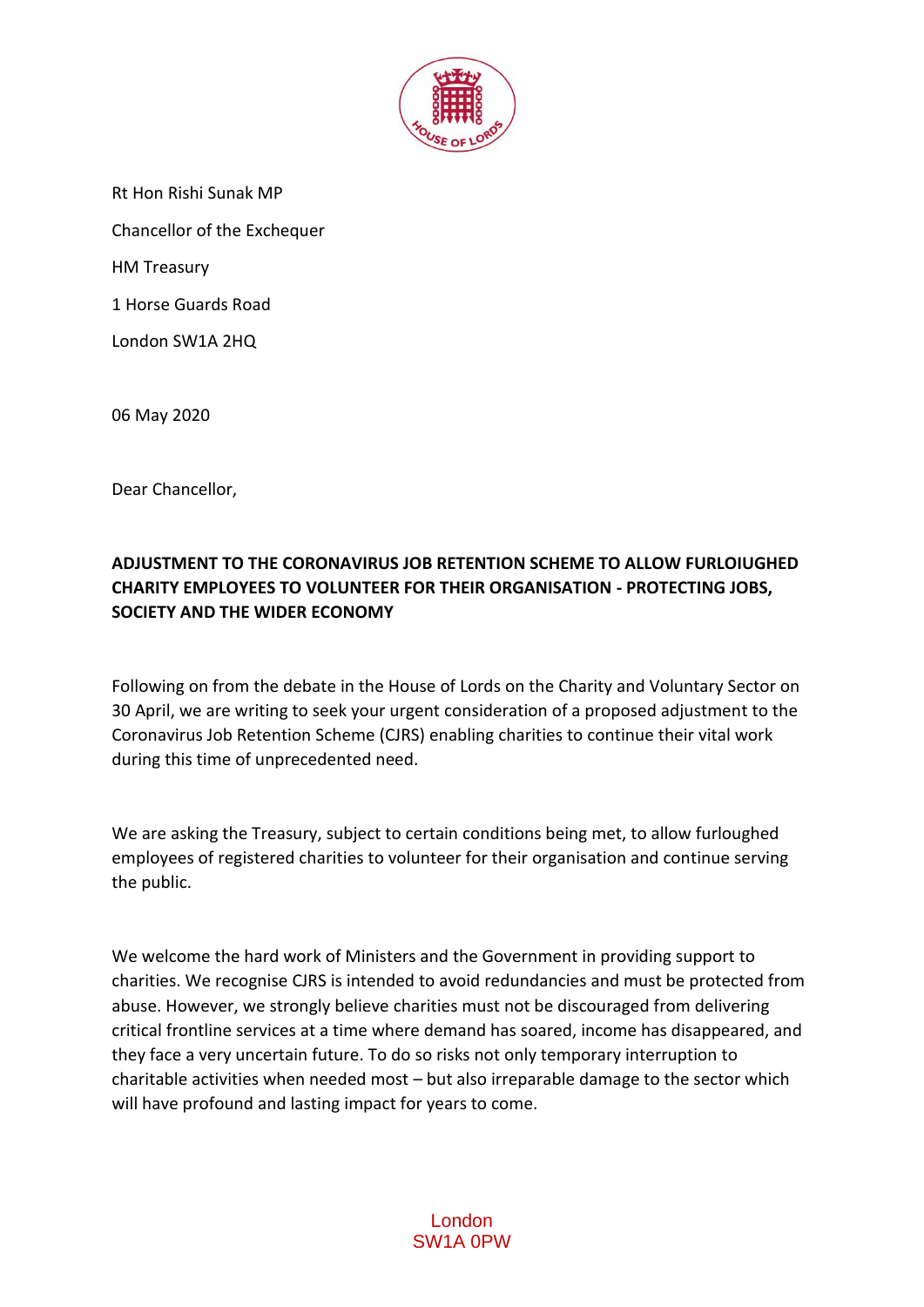Rt Hon Rishi Sunak MP

Chancellor of the Exchequer

HM Treasury

1 Horse Guards Road

London SW1A 2HQ

06 May 2020

Dear Chancellor,

**ADJUSTMENT TO THE CORONAVIRUS JOB RETENTION SCHEME TO ALLOW FURLOIUGHED CHARITY EMPLOYEES TO VOLUNTEER FOR THEIR ORGANISATION - PROTECTING JOBS, SOCIETY AND THE WIDER ECONOMY**

Following on from the debate in the House of Lords on the Charity and Voluntary Sector on 30 April, we are writing to seek your urgent consideration of a proposed adjustment to the Coronavirus Job Retention Scheme (CJRS) enabling charities to continue their vital work during this time of unprecedented need.

We are asking the Treasury, subject to certain conditions being met, to allow furloughed employees of registered charities to volunteer for their organisation and continue serving the public.

We welcome the hard work of Ministers and the Government in providing support to charities. We recognise CJRS is intended to avoid redundancies and must be protected from abuse. However, we strongly believe charities must not be discouraged from delivering critical frontline services at a time where demand has soared, income has disappeared, and they face a very uncertain future. To do so risks not only temporary interruption to charitable activities when needed most – but also irreparable damage to the sector which will have profound and lasting impact for years to come.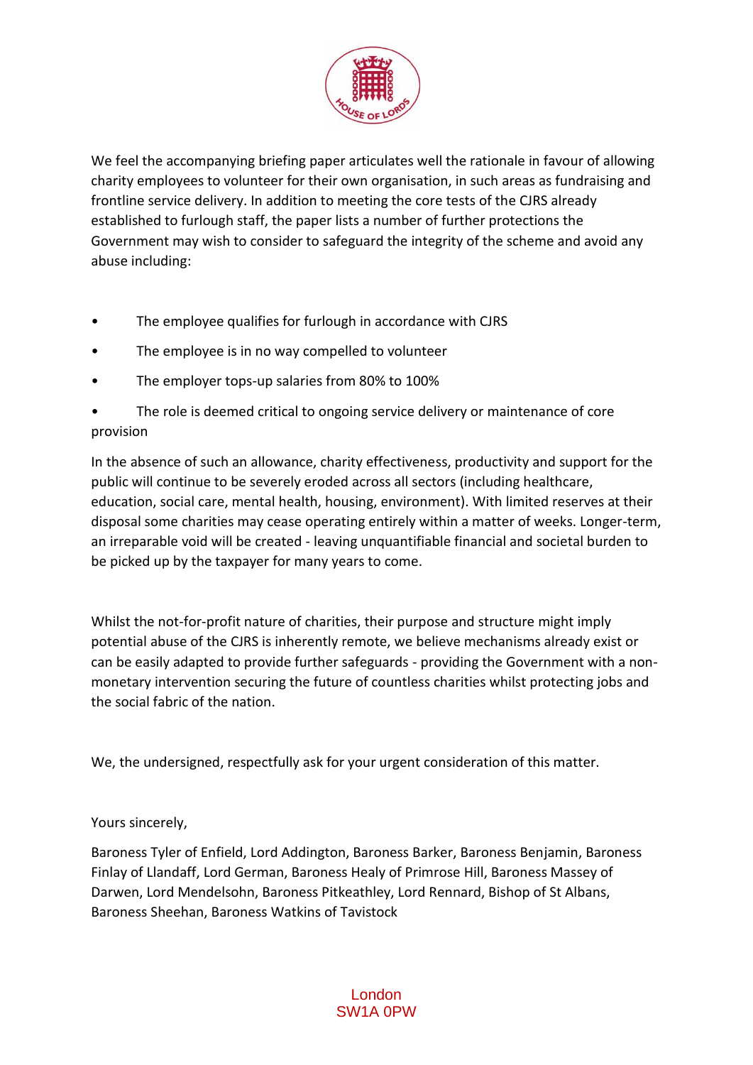We feel the accompanying briefing paper articulates well the rationale in favour of allowing charity employees to volunteer for their own organisation, in such areas as fundraising and frontline service delivery. In addition to meeting the core tests of the CJRS already established to furlough staff, the paper lists a number of further protections the Government may wish to consider to safeguard the integrity of the scheme and avoid any abuse including:

- The employee qualifies for furlough in accordance with CJRS
- The employee is in no way compelled to volunteer
- The employer tops-up salaries from 80% to 100%
- The role is deemed critical to ongoing service delivery or maintenance of core provision

In the absence of such an allowance, charity effectiveness, productivity and support for the public will continue to be severely eroded across all sectors (including healthcare, education, social care, mental health, housing, environment). With limited reserves at their disposal some charities may cease operating entirely within a matter of weeks. Longer-term, an irreparable void will be created - leaving unquantifiable financial and societal burden to be picked up by the taxpayer for many years to come.

Whilst the not-for-profit nature of charities, their purpose and structure might imply potential abuse of the CJRS is inherently remote, we believe mechanisms already exist or can be easily adapted to provide further safeguards - providing the Government with a non-monetary intervention securing the future of countless charities whilst protecting jobs and the social fabric of the nation.

We, the undersigned, respectfully ask for your urgent consideration of this matter.

Yours sincerely,

Baroness Tyler of Enfield, Lord Addington, Baroness Barker, Baroness Benjamin, Baroness Finlay of Llandaff, Lord German, Baroness Healy of Primrose Hill, Baroness Massey of Darwen, Lord Mendelsohn, Baroness Pitkeathley, Lord Rennard, Bishop of St Albans, Baroness Sheehan, Baroness Watkins of Tavistock